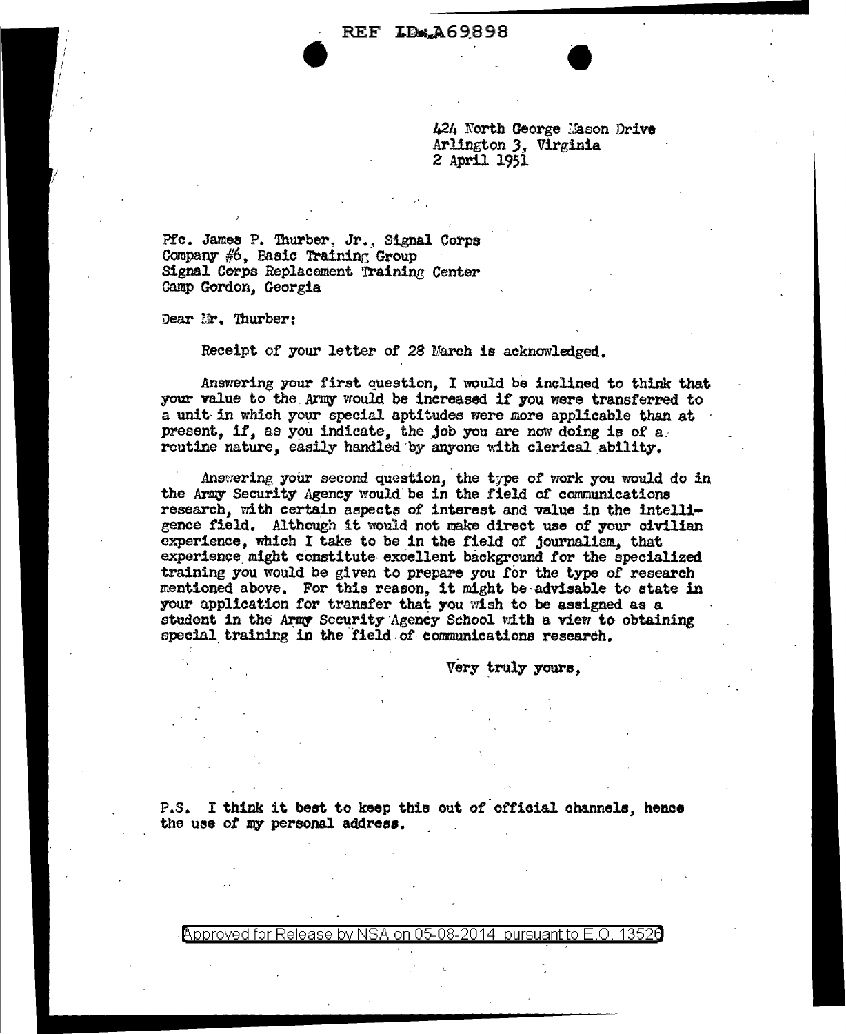REF ID:A69898

424 North George Mason Drive
Arlington 3, Virginia
2 April 1951

Pfc. James P. Thurber, Jr., Signal Corps
Company #6, Basic Training Group
Signal Corps Replacement Training Center
Camp Gordon, Georgia

Dear Mr. Thurber:

Receipt of your letter of 28 March is acknowledged.

Answering your first question, I would be inclined to think that your value to the Army would be increased if you were transferred to a unit in which your special aptitudes were more applicable than at present, if, as you indicate, the job you are now doing is of a routine nature, easily handled by anyone with clerical ability.

Answering your second question, the type of work you would do in the Army Security Agency would be in the field of communications research, with certain aspects of interest and value in the intelligence field. Although it would not make direct use of your civilian experience, which I take to be in the field of journalism, that experience might constitute excellent background for the specialized training you would be given to prepare you for the type of research mentioned above. For this reason, it might be advisable to state in your application for transfer that you wish to be assigned as a student in the Army Security Agency School with a view to obtaining special training in the field of communications research.

Very truly yours,

P.S. I think it best to keep this out of official channels, hence the use of my personal address.

Approved for Release by NSA on 05-08-2014 pursuant to E.O. 13526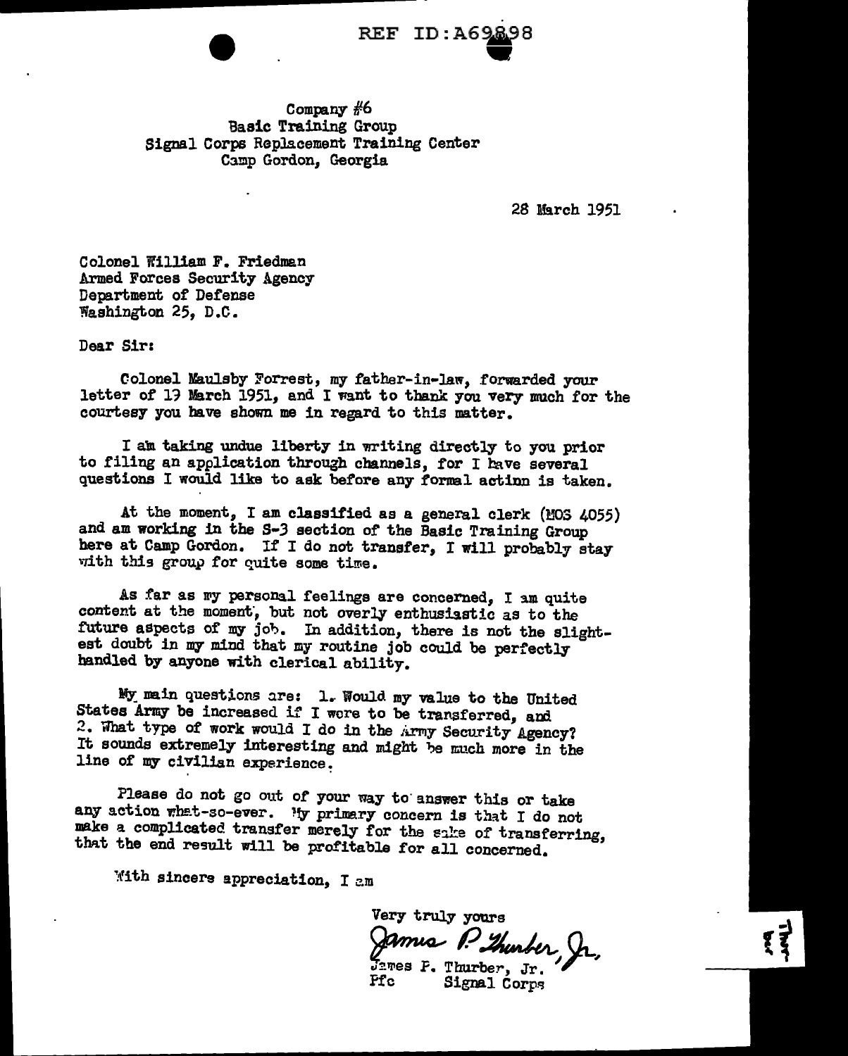REF ID:A69898

Company #6
Basic Training Group
Signal Corps Replacement Training Center
Camp Gordon, Georgia

28 March 1951

Colonel William F. Friedman
Armed Forces Security Agency
Department of Defense
Washington 25, D.C.

Dear Sir:

Colonel Maulsby Forrest, my father-in-law, forwarded your letter of 19 March 1951, and I want to thank you very much for the courtesy you have shown me in regard to this matter.

I am taking undue liberty in writing directly to you prior to filing an application through channels, for I have several questions I would like to ask before any formal actinn is taken.

At the moment, I am classified as a general clerk (MOS 4055) and am working in the S-3 section of the Basic Training Group here at Camp Gordon. If I do not transfer, I will probably stay with this group for quite some time.

As far as my personal feelings are concerned, I am quite content at the moment, but not overly enthusiastic as to the future aspects of my job. In addition, there is not the slightest doubt in my mind that my routine job could be perfectly handled by anyone with clerical ability.

My main questions are: 1. Would my value to the United States Army be increased if I were to be transferred, and 2. What type of work would I do in the Army Security Agency? It sounds extremely interesting and might be much more in the line of my civilian experience.

Please do not go out of your way to answer this or take any action what-so-ever. My primary concern is that I do not make a complicated transfer merely for the sake of transferring, that the end result will be profitable for all concerned.

With sincere appreciation, I am

Very truly yours

James P. Thurber, Jr.

James P. Thurber, Jr.
Pfc Signal Corps